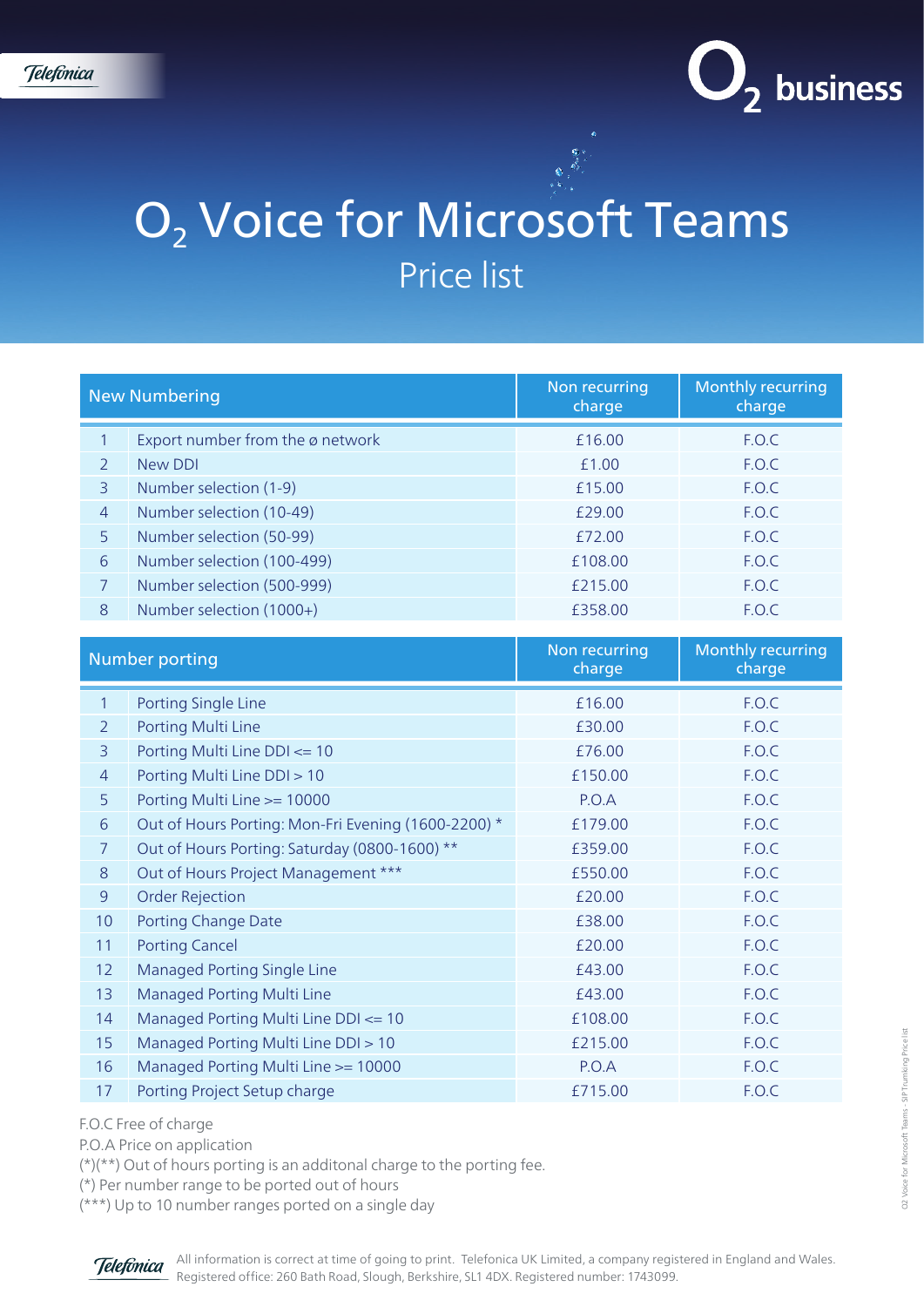# $O_2$ Voice for Microsoft Teams

## Price list

| | New Numbering | Non recurring charge | Monthly recurring charge |
|---|---|---|---|
| 1 | Export number from the ø network | £16.00 | F.O.C |
| 2 | New DDI | £1.00 | F.O.C |
| 3 | Number selection (1-9) | £15.00 | F.O.C |
| 4 | Number selection (10-49) | £29.00 | F.O.C |
| 5 | Number selection (50-99) | £72.00 | F.O.C |
| 6 | Number selection (100-499) | £108.00 | F.O.C |
| 7 | Number selection (500-999) | £215.00 | F.O.C |
| 8 | Number selection (1000+) | £358.00 | F.O.C |

| | Number porting | Non recurring charge | Monthly recurring charge |
|---|---|---|---|
| 1 | Porting Single Line | £16.00 | F.O.C |
| 2 | Porting Multi Line | £30.00 | F.O.C |
| 3 | Porting Multi Line DDI <= 10 | £76.00 | F.O.C |
| 4 | Porting Multi Line DDI > 10 | £150.00 | F.O.C |
| 5 | Porting Multi Line >= 10000 | P.O.A | F.O.C |
| 6 | Out of Hours Porting: Mon-Fri Evening (1600-2200) * | £179.00 | F.O.C |
| 7 | Out of Hours Porting: Saturday (0800-1600) ** | £359.00 | F.O.C |
| 8 | Out of Hours Project Management *** | £550.00 | F.O.C |
| 9 | Order Rejection | £20.00 | F.O.C |
| 10 | Porting Change Date | £38.00 | F.O.C |
| 11 | Porting Cancel | £20.00 | F.O.C |
| 12 | Managed Porting Single Line | £43.00 | F.O.C |
| 13 | Managed Porting Multi Line | £43.00 | F.O.C |
| 14 | Managed Porting Multi Line DDI <= 10 | £108.00 | F.O.C |
| 15 | Managed Porting Multi Line DDI > 10 | £215.00 | F.O.C |
| 16 | Managed Porting Multi Line >= 10000 | P.O.A | F.O.C |
| 17 | Porting Project Setup charge | £715.00 | F.O.C |

F.O.C Free of charge
P.O.A Price on application
(*)(**) Out of hours porting is an additonal charge to the porting fee.
(*) Per number range to be ported out of hours
(***) Up to 10 number ranges ported on a single day

All information is correct at time of going to print. Telefonica UK Limited, a company registered in England and Wales. Registered office: 260 Bath Road, Slough, Berkshire, SL1 4DX. Registered number: 1743099.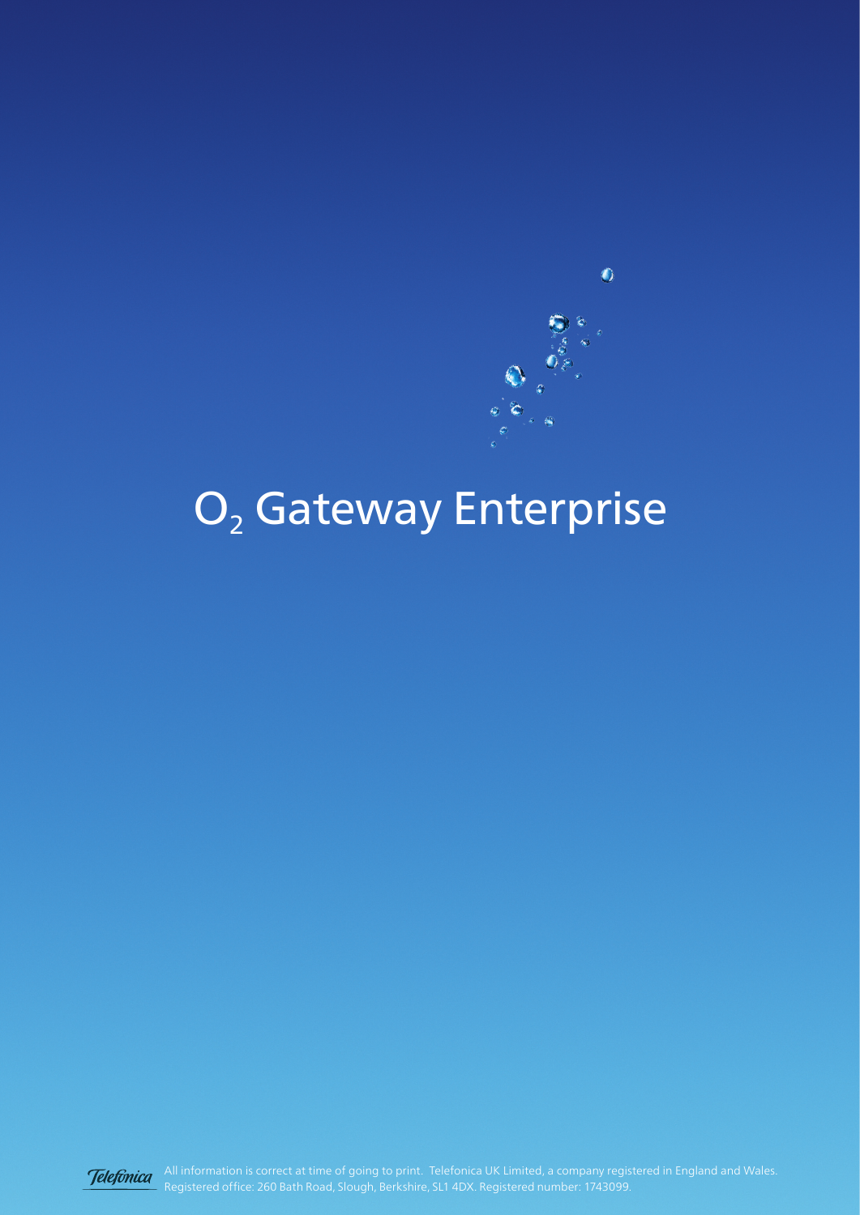# $O_2$ Gateway Enterprise

Telefonica

All information is correct at time of going to print. Telefonica UK Limited, a company registered in England and Wales. Registered office: 260 Bath Road, Slough, Berkshire, SL1 4DX. Registered number: 1743099.